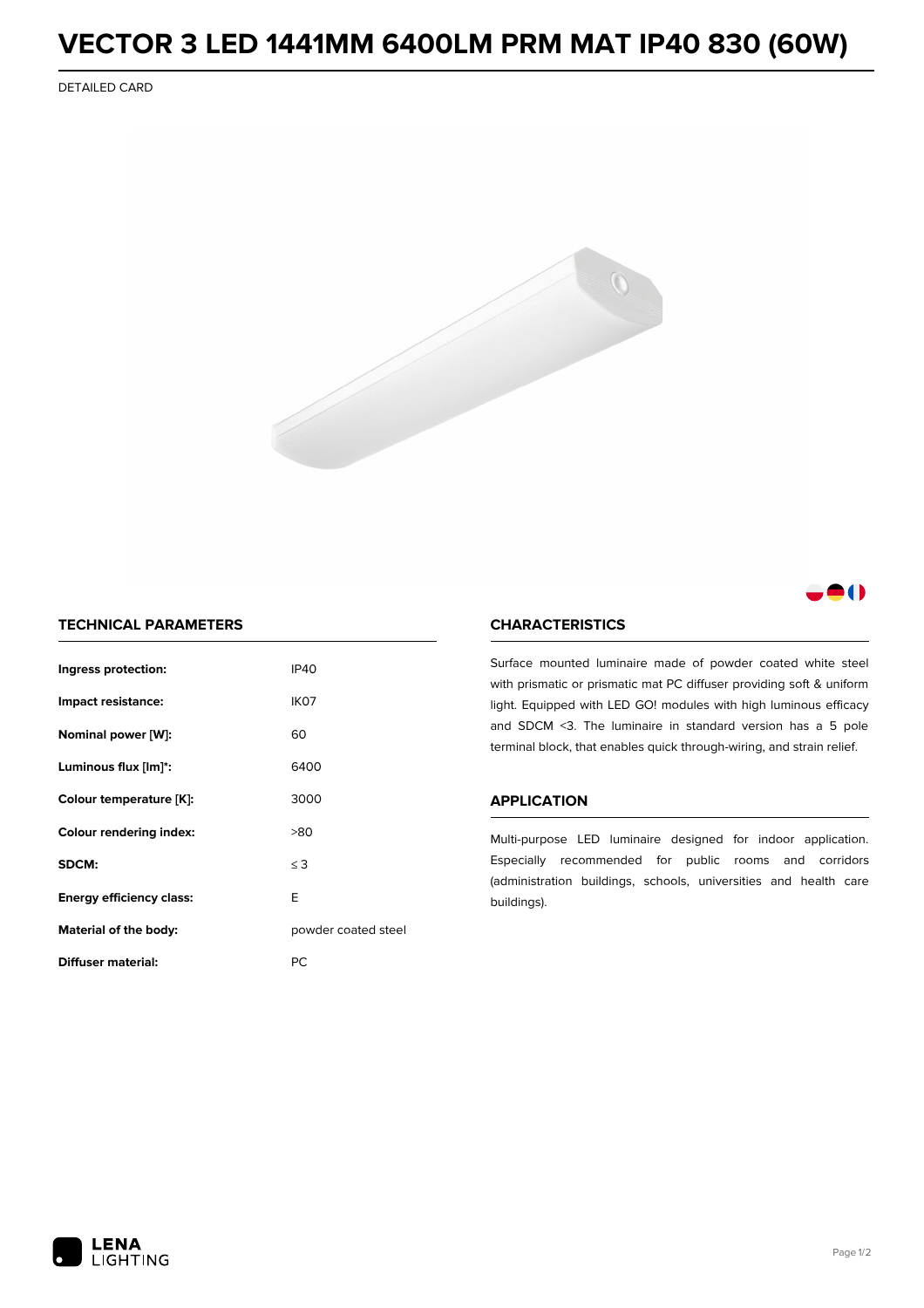# VECTOR 3 LED 1441MM 6400LM PRM MAT IP40 830 (60W)

DETAILED CARD

## TECHNICAL PARAMETERS

| | |
|---|---|
| **Ingress protection:** | IP40 |
| **Impact resistance:** | IK07 |
| **Nominal power [W]:** | 60 |
| **Luminous flux [lm]*:** | 6400 |
| **Colour temperature [K]:** | 3000 |
| **Colour rendering index:** | >80 |
| **SDCM:** | ≤ 3 |
| **Energy efficiency class:** | E |
| **Material of the body:** | powder coated steel |
| **Diffuser material:** | PC |

## CHARACTERISTICS

Surface mounted luminaire made of powder coated white steel with prismatic or prismatic mat PC diffuser providing soft & uniform light. Equipped with LED GO! modules with high luminous efficacy and SDCM <3. The luminaire in standard version has a 5 pole terminal block, that enables quick through-wiring, and strain relief.

## APPLICATION

Multi-purpose LED luminaire designed for indoor application. Especially recommended for public rooms and corridors (administration buildings, schools, universities and health care buildings).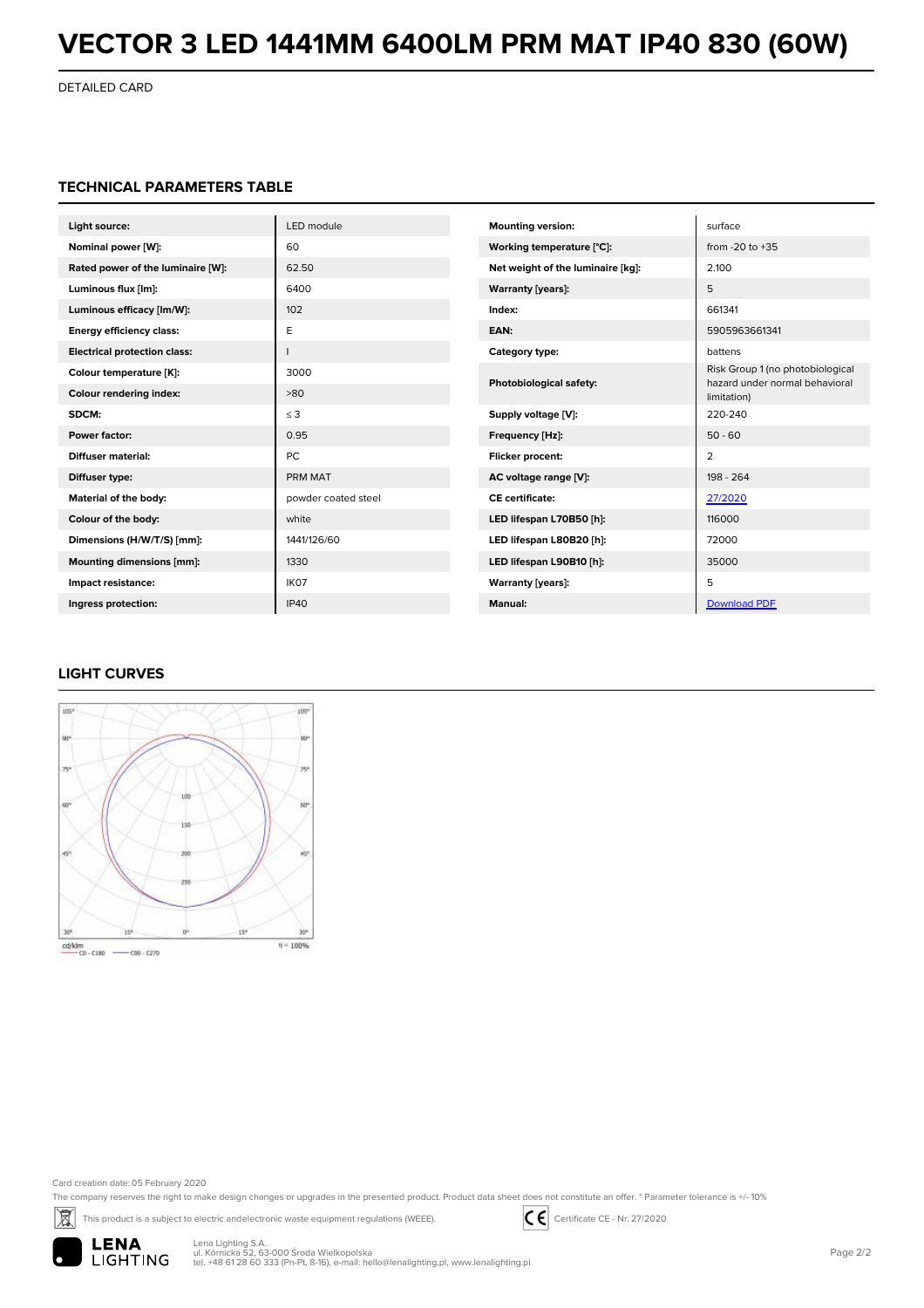# VECTOR 3 LED 1441MM 6400LM PRM MAT IP40 830 (60W)

DETAILED CARD

## TECHNICAL PARAMETERS TABLE

| | |
|---|---|
| **Light source:** | LED module |
| **Nominal power [W]:** | 60 |
| **Rated power of the luminaire [W]:** | 62.50 |
| **Luminous flux [lm]:** | 6400 |
| **Luminous efficacy [lm/W]:** | 102 |
| **Energy efficiency class:** | E |
| **Electrical protection class:** | I |
| **Colour temperature [K]:** | 3000 |
| **Colour rendering index:** | >80 |
| **SDCM:** | ≤ 3 |
| **Power factor:** | 0.95 |
| **Diffuser material:** | PC |
| **Diffuser type:** | PRM MAT |
| **Material of the body:** | powder coated steel |
| **Colour of the body:** | white |
| **Dimensions (H/W/T/S) [mm]:** | 1441/126/60 |
| **Mounting dimensions [mm]:** | 1330 |
| **Impact resistance:** | IK07 |
| **Ingress protection:** | IP40 |

| | |
|---|---|
| **Mounting version:** | surface |
| **Working temperature [°C]:** | from -20 to +35 |
| **Net weight of the luminaire [kg]:** | 2.100 |
| **Warranty [years]:** | 5 |
| **Index:** | 661341 |
| **EAN:** | 5905963661341 |
| **Category type:** | battens |
| **Photobiological safety:** | Risk Group 1 (no photobiological hazard under normal behavioral limitation) |
| **Supply voltage [V]:** | 220-240 |
| **Frequency [Hz]:** | 50 - 60 |
| **Flicker procent:** | 2 |
| **AC voltage range [V]:** | 198 - 264 |
| **CE certificate:** | 27/2020 |
| **LED lifespan L70B50 [h]:** | 116000 |
| **LED lifespan L80B20 [h]:** | 72000 |
| **LED lifespan L90B10 [h]:** | 35000 |
| **Warranty [years]:** | 5 |
| **Manual:** | Download PDF |

## LIGHT CURVES

105° 105°
90° 90°
75° 75°
60° 100 60°
150
45° 200 45°
250
30° 15° 0° 15° 30°
cd/klm η = 100%
C0 - C180 C90 - C270

Card creation date: 05 February 2020

The company reserves the right to make design changes or upgrades in the presented product. Product data sheet does not constitute an offer. * Parameter tolerance is +/- 10%

This product is a subject to electric andelectronic waste equipment regulations (WEEE).

Certificate CE - Nr: 27/2020

LENA LIGHTING

Lena Lighting S.A.
ul. Kórnicka 52, 63-000 Środa Wielkopolska
tel. +48 61 28 60 333 (Pn-Pt, 8-16), e-mail: hello@lenalighting.pl, www.lenalighting.pl